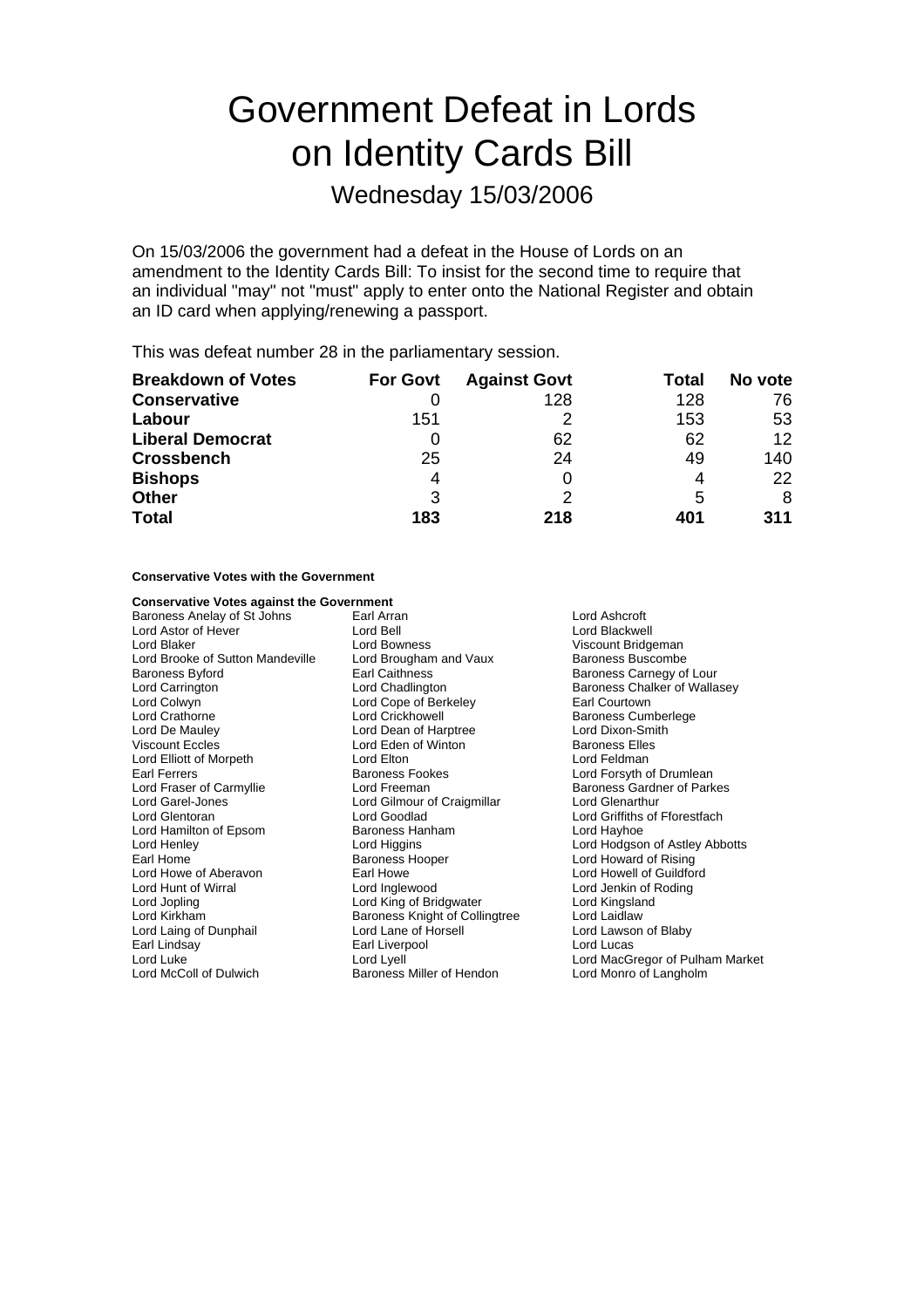# Government Defeat in Lords on Identity Cards Bill

## Wednesday 15/03/2006

On 15/03/2006 the government had a defeat in the House of Lords on an amendment to the Identity Cards Bill: To insist for the second time to require that an individual "may" not "must" apply to enter onto the National Register and obtain an ID card when applying/renewing a passport.

This was defeat number 28 in the parliamentary session.

| Breakdown of Votes | For Govt | Against Govt | Total | No vote |
|---|---|---|---|---|
| **Conservative** | 0 | 128 | 128 | 76 |
| **Labour** | 151 | 2 | 153 | 53 |
| **Liberal Democrat** | 0 | 62 | 62 | 12 |
| **Crossbench** | 25 | 24 | 49 | 140 |
| **Bishops** | 4 | 0 | 4 | 22 |
| **Other** | 3 | 2 | 5 | 8 |
| **Total** | **183** | **218** | **401** | **311** |

**Conservative Votes with the Government**

**Conservative Votes against the Government**

Baroness Anelay of St Johns
Earl Arran
Lord Ashcroft
Lord Astor of Hever
Lord Bell
Lord Blackwell
Lord Blaker
Lord Bowness
Viscount Bridgeman
Lord Brooke of Sutton Mandeville
Lord Brougham and Vaux
Baroness Buscombe
Baroness Byford
Earl Caithness
Baroness Carnegy of Lour
Lord Carrington
Lord Chadlington
Baroness Chalker of Wallasey
Lord Colwyn
Lord Cope of Berkeley
Earl Courtown
Lord Crathorne
Lord Crickhowell
Baroness Cumberlege
Lord De Mauley
Lord Dean of Harptree
Lord Dixon-Smith
Viscount Eccles
Lord Eden of Winton
Baroness Elles
Lord Elliott of Morpeth
Lord Elton
Lord Feldman
Earl Ferrers
Baroness Fookes
Lord Forsyth of Drumlean
Lord Fraser of Carmyllie
Lord Freeman
Baroness Gardner of Parkes
Lord Garel-Jones
Lord Gilmour of Craigmillar
Lord Glenarthur
Lord Glentoran
Lord Goodlad
Lord Griffiths of Fforestfach
Lord Hamilton of Epsom
Baroness Hanham
Lord Hayhoe
Lord Henley
Lord Higgins
Lord Hodgson of Astley Abbotts
Earl Home
Baroness Hooper
Lord Howard of Rising
Lord Howe of Aberavon
Earl Howe
Lord Howell of Guildford
Lord Hunt of Wirral
Lord Inglewood
Lord Jenkin of Roding
Lord Jopling
Lord King of Bridgwater
Lord Kingsland
Lord Kirkham
Baroness Knight of Collingtree
Lord Laidlaw
Lord Laing of Dunphail
Lord Lane of Horsell
Lord Lawson of Blaby
Earl Lindsay
Earl Liverpool
Lord Lucas
Lord Luke
Lord Lyell
Lord MacGregor of Pulham Market
Lord McColl of Dulwich
Baroness Miller of Hendon
Lord Monro of Langholm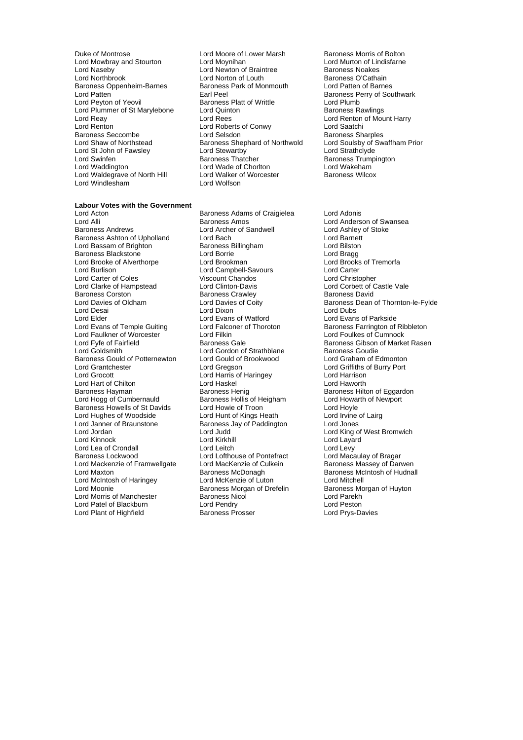Duke of Montrose
Lord Moore of Lower Marsh
Baroness Morris of Bolton
Lord Mowbray and Stourton
Lord Moynihan
Lord Murton of Lindisfarne
Lord Naseby
Lord Newton of Braintree
Baroness Noakes
Lord Northbrook
Lord Norton of Louth
Baroness O'Cathain
Baroness Oppenheim-Barnes
Baroness Park of Monmouth
Lord Patten of Barnes
Lord Patten
Earl Peel
Baroness Perry of Southwark
Lord Peyton of Yeovil
Baroness Platt of Writtle
Lord Plumb
Lord Plummer of St Marylebone
Lord Quinton
Baroness Rawlings
Lord Reay
Lord Rees
Lord Renton of Mount Harry
Lord Renton
Lord Roberts of Conwy
Lord Saatchi
Baroness Seccombe
Lord Selsdon
Baroness Sharples
Lord Shaw of Northstead
Baroness Shephard of Northwold
Lord Soulsby of Swaffham Prior
Lord St John of Fawsley
Lord Stewartby
Lord Strathclyde
Lord Swinfen
Baroness Thatcher
Baroness Trumpington
Lord Waddington
Lord Wade of Chorlton
Lord Wakeham
Lord Waldegrave of North Hill
Lord Walker of Worcester
Baroness Wilcox
Lord Windlesham
Lord Wolfson

**Labour Votes with the Government**

Lord Acton
Baroness Adams of Craigielea
Lord Adonis
Lord Alli
Baroness Amos
Lord Anderson of Swansea
Baroness Andrews
Lord Archer of Sandwell
Lord Ashley of Stoke
Baroness Ashton of Upholland
Lord Bach
Lord Barnett
Lord Bassam of Brighton
Baroness Billingham
Lord Bilston
Baroness Blackstone
Lord Borrie
Lord Bragg
Lord Brooke of Alverthorpe
Lord Brookman
Lord Brooks of Tremorfa
Lord Burlison
Lord Campbell-Savours
Lord Carter
Lord Carter of Coles
Viscount Chandos
Lord Christopher
Lord Clarke of Hampstead
Lord Clinton-Davis
Lord Corbett of Castle Vale
Baroness Corston
Baroness Crawley
Baroness David
Lord Davies of Oldham
Lord Davies of Coity
Baroness Dean of Thornton-le-Fylde
Lord Desai
Lord Dixon
Lord Dubs
Lord Elder
Lord Evans of Watford
Lord Evans of Parkside
Lord Evans of Temple Guiting
Lord Falconer of Thoroton
Baroness Farrington of Ribbleton
Lord Faulkner of Worcester
Lord Filkin
Lord Foulkes of Cumnock
Lord Fyfe of Fairfield
Baroness Gale
Baroness Gibson of Market Rasen
Lord Goldsmith
Lord Gordon of Strathblane
Baroness Goudie
Baroness Gould of Potternewton
Lord Gould of Brookwood
Lord Graham of Edmonton
Lord Grantchester
Lord Gregson
Lord Griffiths of Burry Port
Lord Grocott
Lord Harris of Haringey
Lord Harrison
Lord Hart of Chilton
Lord Haskel
Lord Haworth
Baroness Hayman
Baroness Henig
Baroness Hilton of Eggardon
Lord Hogg of Cumbernauld
Baroness Hollis of Heigham
Lord Howarth of Newport
Baroness Howells of St Davids
Lord Howie of Troon
Lord Hoyle
Lord Hughes of Woodside
Lord Hunt of Kings Heath
Lord Irvine of Lairg
Lord Janner of Braunstone
Baroness Jay of Paddington
Lord Jones
Lord Jordan
Lord Judd
Lord King of West Bromwich
Lord Kinnock
Lord Kirkhill
Lord Layard
Lord Lea of Crondall
Lord Leitch
Lord Levy
Baroness Lockwood
Lord Lofthouse of Pontefract
Lord Macaulay of Bragar
Lord Mackenzie of Framwellgate
Lord MacKenzie of Culkein
Baroness Massey of Darwen
Lord Maxton
Baroness McDonagh
Baroness McIntosh of Hudnall
Lord McIntosh of Haringey
Lord McKenzie of Luton
Lord Mitchell
Lord Moonie
Baroness Morgan of Drefelin
Baroness Morgan of Huyton
Lord Morris of Manchester
Baroness Nicol
Lord Parekh
Lord Patel of Blackburn
Lord Pendry
Lord Peston
Lord Plant of Highfield
Baroness Prosser
Lord Prys-Davies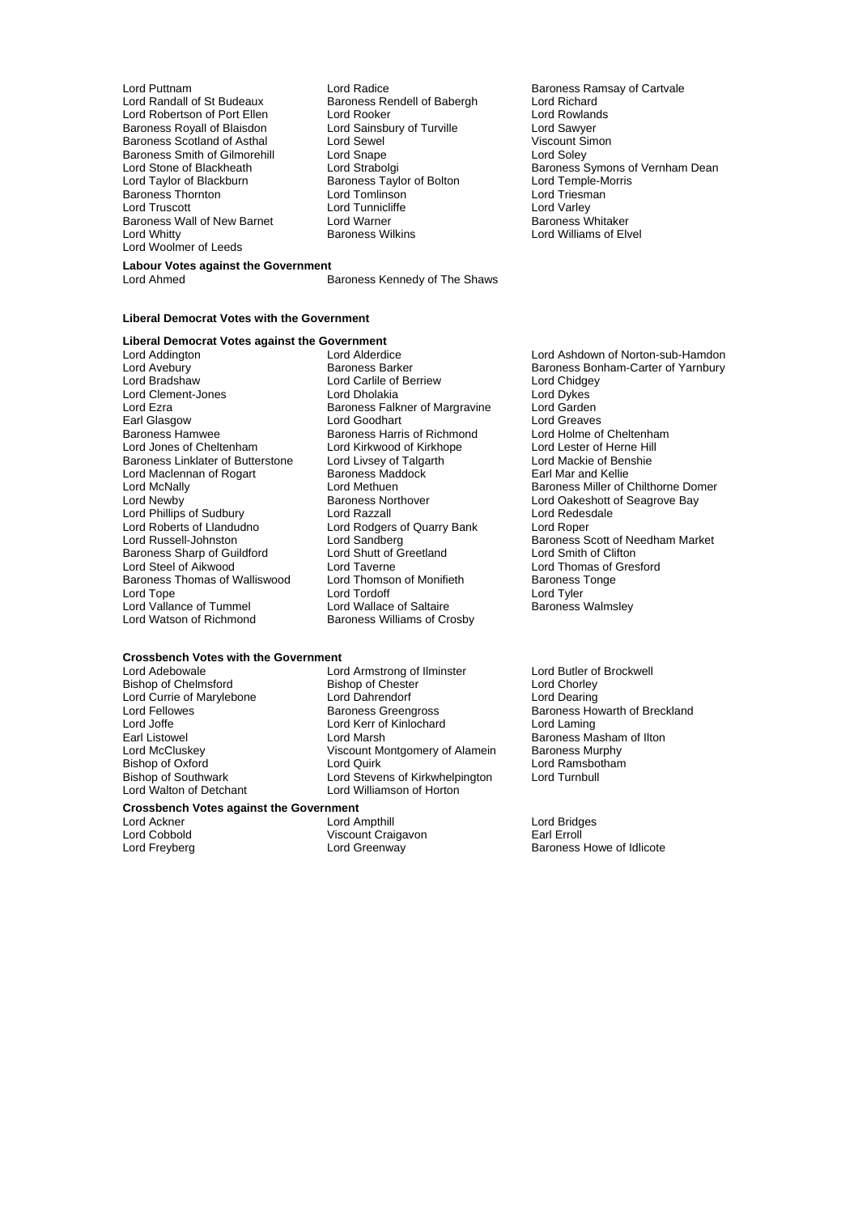Lord Puttnam
Lord Radice
Baroness Ramsay of Cartvale
Lord Randall of St Budeaux
Baroness Rendell of Babergh
Lord Richard
Lord Robertson of Port Ellen
Lord Rooker
Lord Rowlands
Baroness Royall of Blaisdon
Lord Sainsbury of Turville
Lord Sawyer
Baroness Scotland of Asthal
Lord Sewel
Viscount Simon
Baroness Smith of Gilmorehill
Lord Snape
Lord Soley
Lord Stone of Blackheath
Lord Strabolgi
Baroness Symons of Vernham Dean
Lord Taylor of Blackburn
Baroness Taylor of Bolton
Lord Temple-Morris
Baroness Thornton
Lord Tomlinson
Lord Triesman
Lord Truscott
Lord Tunnicliffe
Lord Varley
Baroness Wall of New Barnet
Lord Warner
Baroness Whitaker
Lord Whitty
Baroness Wilkins
Lord Williams of Elvel
Lord Woolmer of Leeds

**Labour Votes against the Government**

Lord Ahmed
Baroness Kennedy of The Shaws

**Liberal Democrat Votes with the Government**

**Liberal Democrat Votes against the Government**

Lord Addington
Lord Alderdice
Lord Ashdown of Norton-sub-Hamdon
Lord Avebury
Baroness Barker
Baroness Bonham-Carter of Yarnbury
Lord Bradshaw
Lord Carlile of Berriew
Lord Chidgey
Lord Clement-Jones
Lord Dholakia
Lord Dykes
Lord Ezra
Baroness Falkner of Margravine
Lord Garden
Earl Glasgow
Lord Goodhart
Lord Greaves
Baroness Hamwee
Baroness Harris of Richmond
Lord Holme of Cheltenham
Lord Jones of Cheltenham
Lord Kirkwood of Kirkhope
Lord Lester of Herne Hill
Baroness Linklater of Butterstone
Lord Livsey of Talgarth
Lord Mackie of Benshie
Lord Maclennan of Rogart
Baroness Maddock
Earl Mar and Kellie
Lord McNally
Lord Methuen
Baroness Miller of Chilthorne Domer
Lord Newby
Baroness Northover
Lord Oakeshott of Seagrove Bay
Lord Phillips of Sudbury
Lord Razzall
Lord Redesdale
Lord Roberts of Llandudno
Lord Rodgers of Quarry Bank
Lord Roper
Lord Russell-Johnston
Lord Sandberg
Baroness Scott of Needham Market
Baroness Sharp of Guildford
Lord Shutt of Greetland
Lord Smith of Clifton
Lord Steel of Aikwood
Lord Taverne
Lord Thomas of Gresford
Baroness Thomas of Walliswood
Lord Thomson of Monifieth
Baroness Tonge
Lord Tope
Lord Tordoff
Lord Tyler
Lord Vallance of Tummel
Lord Wallace of Saltaire
Baroness Walmsley
Lord Watson of Richmond
Baroness Williams of Crosby

**Crossbench Votes with the Government**

Lord Adebowale
Lord Armstrong of Ilminster
Lord Butler of Brockwell
Bishop of Chelmsford
Bishop of Chester
Lord Chorley
Lord Currie of Marylebone
Lord Dahrendorf
Lord Dearing
Lord Fellowes
Baroness Greengross
Baroness Howarth of Breckland
Lord Joffe
Lord Kerr of Kinlochard
Lord Laming
Earl Listowel
Lord Marsh
Baroness Masham of Ilton
Lord McCluskey
Viscount Montgomery of Alamein
Baroness Murphy
Bishop of Oxford
Lord Quirk
Lord Ramsbotham
Bishop of Southwark
Lord Stevens of Kirkwhelpington
Lord Turnbull
Lord Walton of Detchant
Lord Williamson of Horton

**Crossbench Votes against the Government**

Lord Ackner
Lord Ampthill
Lord Bridges
Lord Cobbold
Viscount Craigavon
Earl Erroll
Lord Freyberg
Lord Greenway
Baroness Howe of Idlicote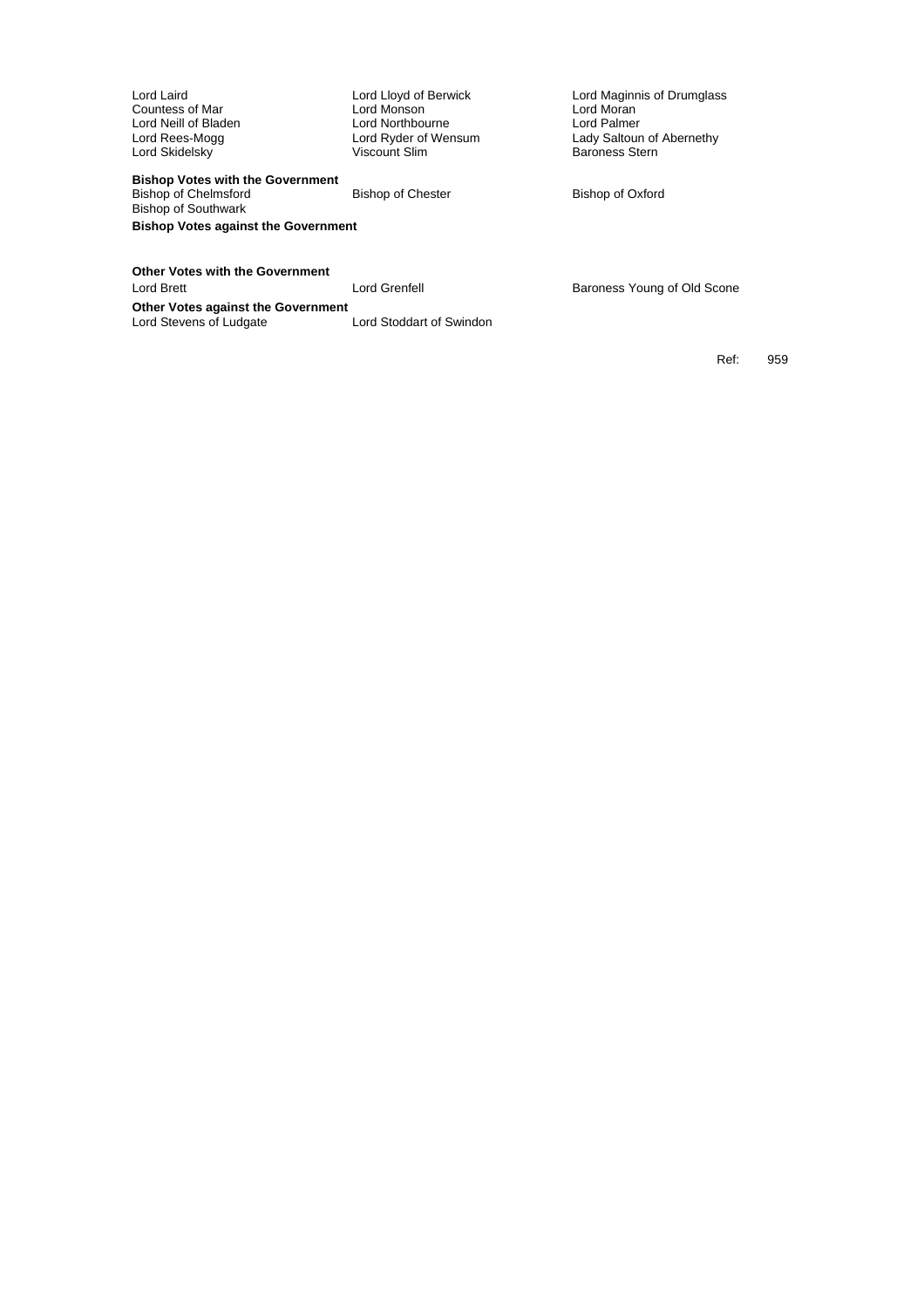Lord Laird
Countess of Mar
Lord Neill of Bladen
Lord Rees-Mogg
Lord Skidelsky
Lord Lloyd of Berwick
Lord Monson
Lord Northbourne
Lord Ryder of Wensum
Viscount Slim
Lord Maginnis of Drumglass
Lord Moran
Lord Palmer
Lady Saltoun of Abernethy
Baroness Stern

**Bishop Votes with the Government**

Bishop of Chelmsford
Bishop of Southwark
Bishop of Chester
Bishop of Oxford

**Bishop Votes against the Government**

**Other Votes with the Government**

Lord Brett
Lord Grenfell
Baroness Young of Old Scone

**Other Votes against the Government**

Lord Stevens of Ludgate
Lord Stoddart of Swindon

Ref: 959